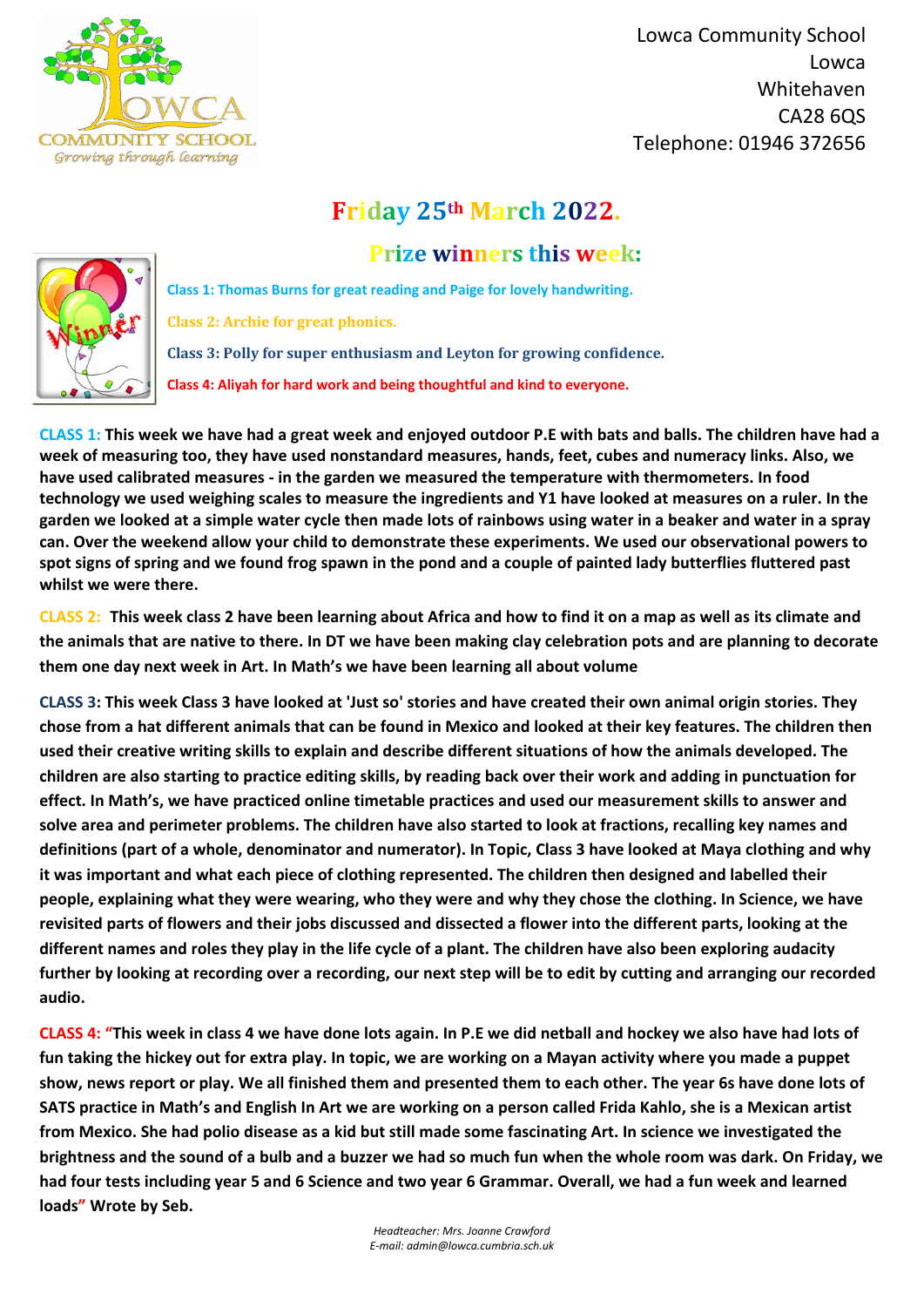Lowca Community School
Lowca
Whitehaven
CA28 6QS
Telephone: 01946 372656

# Friday 25th March 2022.

## Prize winners this week:

**Class 1: Thomas Burns for great reading and Paige for lovely handwriting.**

**Class 2: Archie for great phonics.**

**Class 3: Polly for super enthusiasm and Leyton for growing confidence.**

**Class 4: Aliyah for hard work and being thoughtful and kind to everyone.**

**CLASS 1: This week we have had a great week and enjoyed outdoor P.E with bats and balls. The children have had a week of measuring too, they have used nonstandard measures, hands, feet, cubes and numeracy links. Also, we have used calibrated measures - in the garden we measured the temperature with thermometers. In food technology we used weighing scales to measure the ingredients and Y1 have looked at measures on a ruler. In the garden we looked at a simple water cycle then made lots of rainbows using water in a beaker and water in a spray can. Over the weekend allow your child to demonstrate these experiments. We used our observational powers to spot signs of spring and we found frog spawn in the pond and a couple of painted lady butterflies fluttered past whilst we were there.**

**CLASS 2: This week class 2 have been learning about Africa and how to find it on a map as well as its climate and the animals that are native to there. In DT we have been making clay celebration pots and are planning to decorate them one day next week in Art. In Math's we have been learning all about volume**

**CLASS 3: This week Class 3 have looked at 'Just so' stories and have created their own animal origin stories. They chose from a hat different animals that can be found in Mexico and looked at their key features. The children then used their creative writing skills to explain and describe different situations of how the animals developed. The children are also starting to practice editing skills, by reading back over their work and adding in punctuation for effect. In Math's, we have practiced online timetable practices and used our measurement skills to answer and solve area and perimeter problems. The children have also started to look at fractions, recalling key names and definitions (part of a whole, denominator and numerator). In Topic, Class 3 have looked at Maya clothing and why it was important and what each piece of clothing represented. The children then designed and labelled their people, explaining what they were wearing, who they were and why they chose the clothing. In Science, we have revisited parts of flowers and their jobs discussed and dissected a flower into the different parts, looking at the different names and roles they play in the life cycle of a plant. The children have also been exploring audacity further by looking at recording over a recording, our next step will be to edit by cutting and arranging our recorded audio.**

**CLASS 4: "This week in class 4 we have done lots again. In P.E we did netball and hockey we also have had lots of fun taking the hickey out for extra play. In topic, we are working on a Mayan activity where you made a puppet show, news report or play. We all finished them and presented them to each other. The year 6s have done lots of SATS practice in Math's and English In Art we are working on a person called Frida Kahlo, she is a Mexican artist from Mexico. She had polio disease as a kid but still made some fascinating Art. In science we investigated the brightness and the sound of a bulb and a buzzer we had so much fun when the whole room was dark. On Friday, we had four tests including year 5 and 6 Science and two year 6 Grammar. Overall, we had a fun week and learned loads" Wrote by Seb.**

*Headteacher: Mrs. Joanne Crawford*
*E-mail: admin@lowca.cumbria.sch.uk*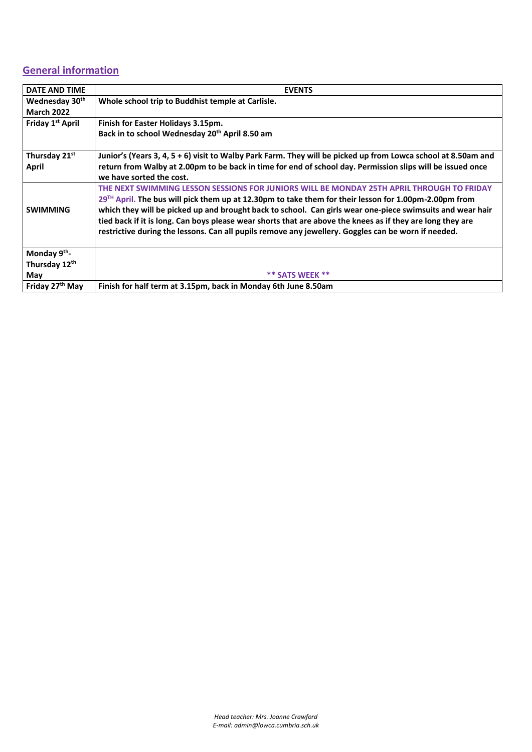## General information

| DATE AND TIME | EVENTS |
|---|---|
| **Wednesday 30th March 2022** | **Whole school trip to Buddhist temple at Carlisle.** |
| **Friday 1st April** | **Finish for Easter Holidays 3.15pm.** **Back in to school Wednesday 20th April 8.50 am** |
| **Thursday 21st April** | **Junior's (Years 3, 4, 5 + 6) visit to Walby Park Farm. They will be picked up from Lowca school at 8.50am and return from Walby at 2.00pm to be back in time for end of school day. Permission slips will be issued once we have sorted the cost.** |
| **SWIMMING** | **THE NEXT SWIMMING LESSON SESSIONS FOR JUNIORS WILL BE MONDAY 25TH APRIL THROUGH TO FRIDAY 29TH April. The bus will pick them up at 12.30pm to take them for their lesson for 1.00pm-2.00pm from which they will be picked up and brought back to school. Can girls wear one-piece swimsuits and wear hair tied back if it is long. Can boys please wear shorts that are above the knees as if they are long they are restrictive during the lessons. Can all pupils remove any jewellery. Goggles can be worn if needed.** |
| **Monday 9th- Thursday 12th May** | **\*\* SATS WEEK \*\*** |
| **Friday 27th May** | **Finish for half term at 3.15pm, back in Monday 6th June 8.50am** |